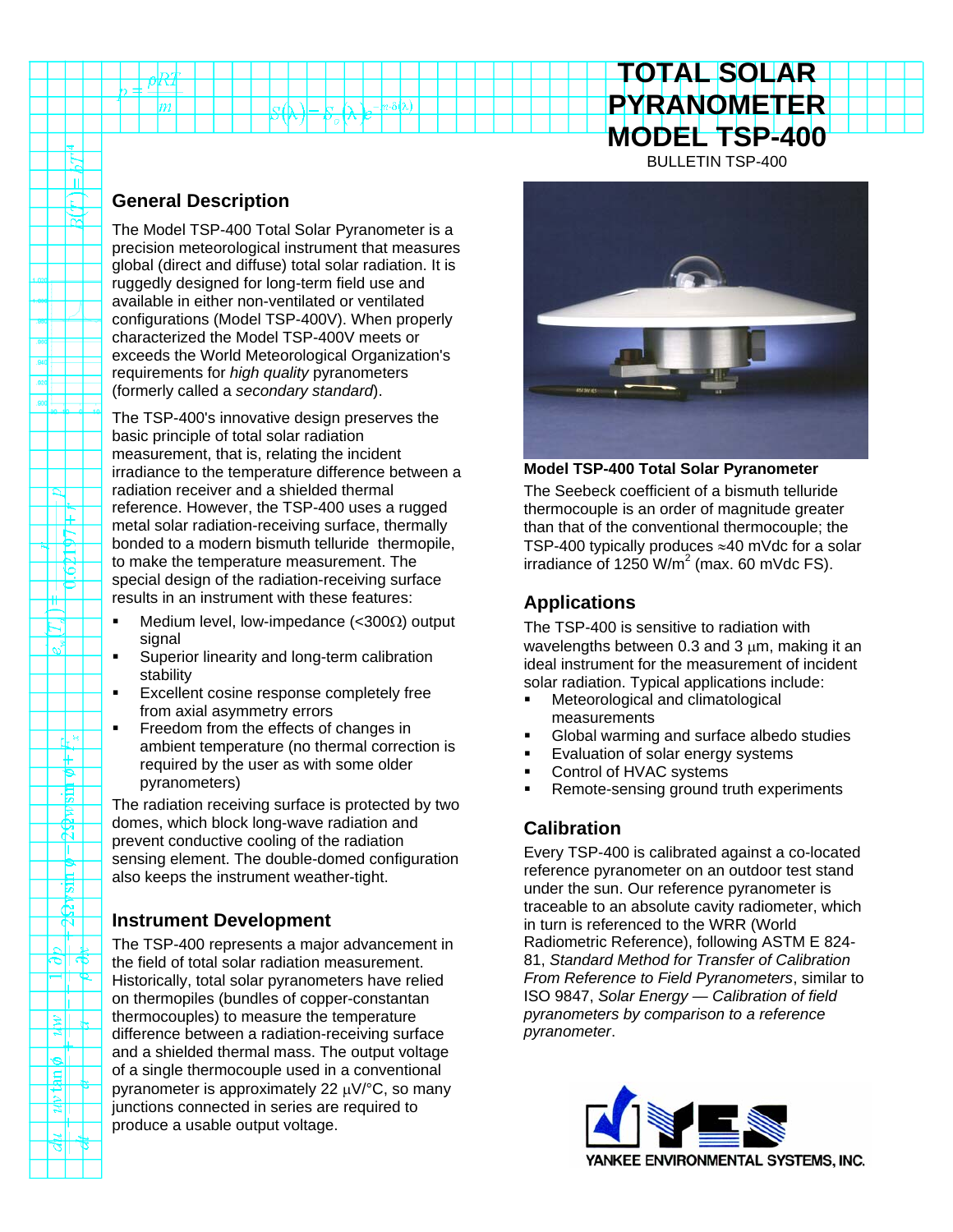# TOTAL SOLAR PYRANOMETER MODEL TSP-400

BULLETIN TSP-400

## General Description

The Model TSP-400 Total Solar Pyranometer is a precision meteorological instrument that measures global (direct and diffuse) total solar radiation. It is ruggedly designed for long-term field use and available in either non-ventilated or ventilated configurations (Model TSP-400V). When properly characterized the Model TSP-400V meets or exceeds the World Meteorological Organization's requirements for *high quality* pyranometers (formerly called a *secondary standard*).

The TSP-400's innovative design preserves the basic principle of total solar radiation measurement, that is, relating the incident irradiance to the temperature difference between a radiation receiver and a shielded thermal reference. However, the TSP-400 uses a rugged metal solar radiation-receiving surface, thermally bonded to a modern bismuth telluride thermopile, to make the temperature measurement. The special design of the radiation-receiving surface results in an instrument with these features:

- Medium level, low-impedance (<300Ω) output signal
- Superior linearity and long-term calibration stability
- Excellent cosine response completely free from axial asymmetry errors
- Freedom from the effects of changes in ambient temperature (no thermal correction is required by the user as with some older pyranometers)

The radiation receiving surface is protected by two domes, which block long-wave radiation and prevent conductive cooling of the radiation sensing element. The double-domed configuration also keeps the instrument weather-tight.

## Instrument Development

The TSP-400 represents a major advancement in the field of total solar radiation measurement. Historically, total solar pyranometers have relied on thermopiles (bundles of copper-constantan thermocouples) to measure the temperature difference between a radiation-receiving surface and a shielded thermal mass. The output voltage of a single thermocouple used in a conventional pyranometer is approximately 22 μV/°C, so many junctions connected in series are required to produce a usable output voltage.

**Model TSP-400 Total Solar Pyranometer**

The Seebeck coefficient of a bismuth telluride thermocouple is an order of magnitude greater than that of the conventional thermocouple; the TSP-400 typically produces ≈40 mVdc for a solar irradiance of 1250 W/m$^2$ (max. 60 mVdc FS).

## Applications

The TSP-400 is sensitive to radiation with wavelengths between 0.3 and 3 μm, making it an ideal instrument for the measurement of incident solar radiation. Typical applications include:

- Meteorological and climatological measurements
- Global warming and surface albedo studies
- Evaluation of solar energy systems
- Control of HVAC systems
- Remote-sensing ground truth experiments

## Calibration

Every TSP-400 is calibrated against a co-located reference pyranometer on an outdoor test stand under the sun. Our reference pyranometer is traceable to an absolute cavity radiometer, which in turn is referenced to the WRR (World Radiometric Reference), following ASTM E 824-81, *Standard Method for Transfer of Calibration From Reference to Field Pyranometers*, similar to ISO 9847, *Solar Energy — Calibration of field pyranometers by comparison to a reference pyranometer*.

YANKEE ENVIRONMENTAL SYSTEMS, INC.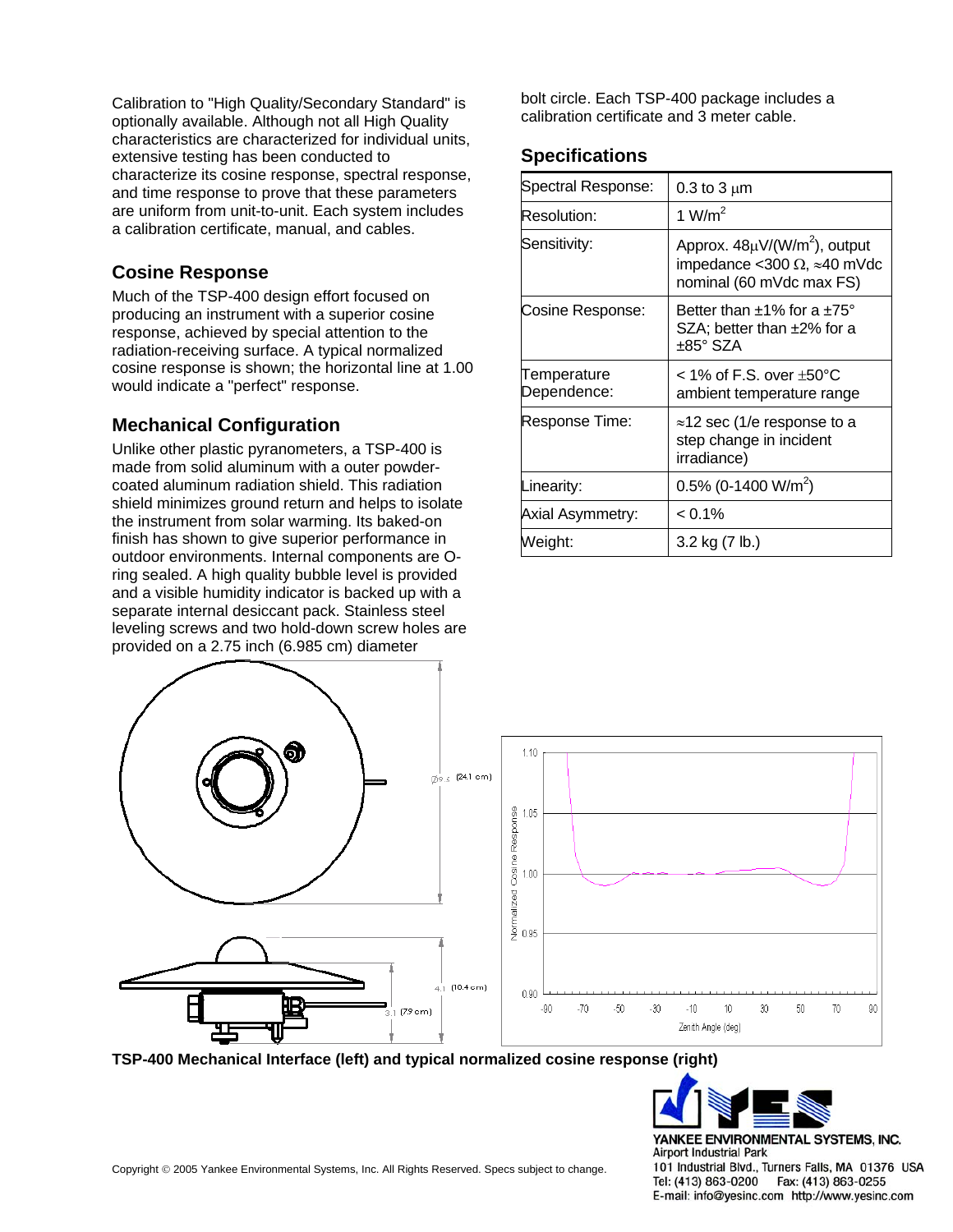Calibration to "High Quality/Secondary Standard" is optionally available. Although not all High Quality characteristics are characterized for individual units, extensive testing has been conducted to characterize its cosine response, spectral response, and time response to prove that these parameters are uniform from unit-to-unit. Each system includes a calibration certificate, manual, and cables.

## Cosine Response

Much of the TSP-400 design effort focused on producing an instrument with a superior cosine response, achieved by special attention to the radiation-receiving surface. A typical normalized cosine response is shown; the horizontal line at 1.00 would indicate a "perfect" response.

## Mechanical Configuration

Unlike other plastic pyranometers, a TSP-400 is made from solid aluminum with a outer powder-coated aluminum radiation shield. This radiation shield minimizes ground return and helps to isolate the instrument from solar warming. Its baked-on finish has shown to give superior performance in outdoor environments. Internal components are O-ring sealed. A high quality bubble level is provided and a visible humidity indicator is backed up with a separate internal desiccant pack. Stainless steel leveling screws and two hold-down screw holes are provided on a 2.75 inch (6.985 cm) diameter bolt circle. Each TSP-400 package includes a calibration certificate and 3 meter cable.

## Specifications

| | |
|---|---|
| Spectral Response: | 0.3 to 3 μm |
| Resolution: | 1 W/m$^2$ |
| Sensitivity: | Approx. 48μV/(W/m$^2$), output impedance <300 Ω, ≈40 mVdc nominal (60 mVdc max FS) |
| Cosine Response: | Better than ±1% for a ±75° SZA; better than ±2% for a ±85° SZA |
| Temperature Dependence: | < 1% of F.S. over ±50°C ambient temperature range |
| Response Time: | ≈12 sec (1/e response to a step change in incident irradiance) |
| Linearity: | 0.5% (0-1400 W/m$^2$) |
| Axial Asymmetry: | < 0.1% |
| Weight: | 3.2 kg (7 lb.) |

Ø9.5 (24.1 cm)

4.1 (10.4 cm)

3.1 (7.9 cm)

Normalized Cosine Response

1.10
1.05
1.00
0.95
0.90

-90 -70 -50 -30 -10 10 30 50 70 90

Zenith Angle (deg)

**TSP-400 Mechanical Interface (left) and typical normalized cosine response (right)**

Copyright © 2005 Yankee Environmental Systems, Inc. All Rights Reserved. Specs subject to change.

YANKEE ENVIRONMENTAL SYSTEMS, INC.
Airport Industrial Park
101 Industrial Blvd., Turners Falls, MA 01376 USA
Tel: (413) 863-0200 Fax: (413) 863-0255
E-mail: info@yesinc.com http://www.yesinc.com